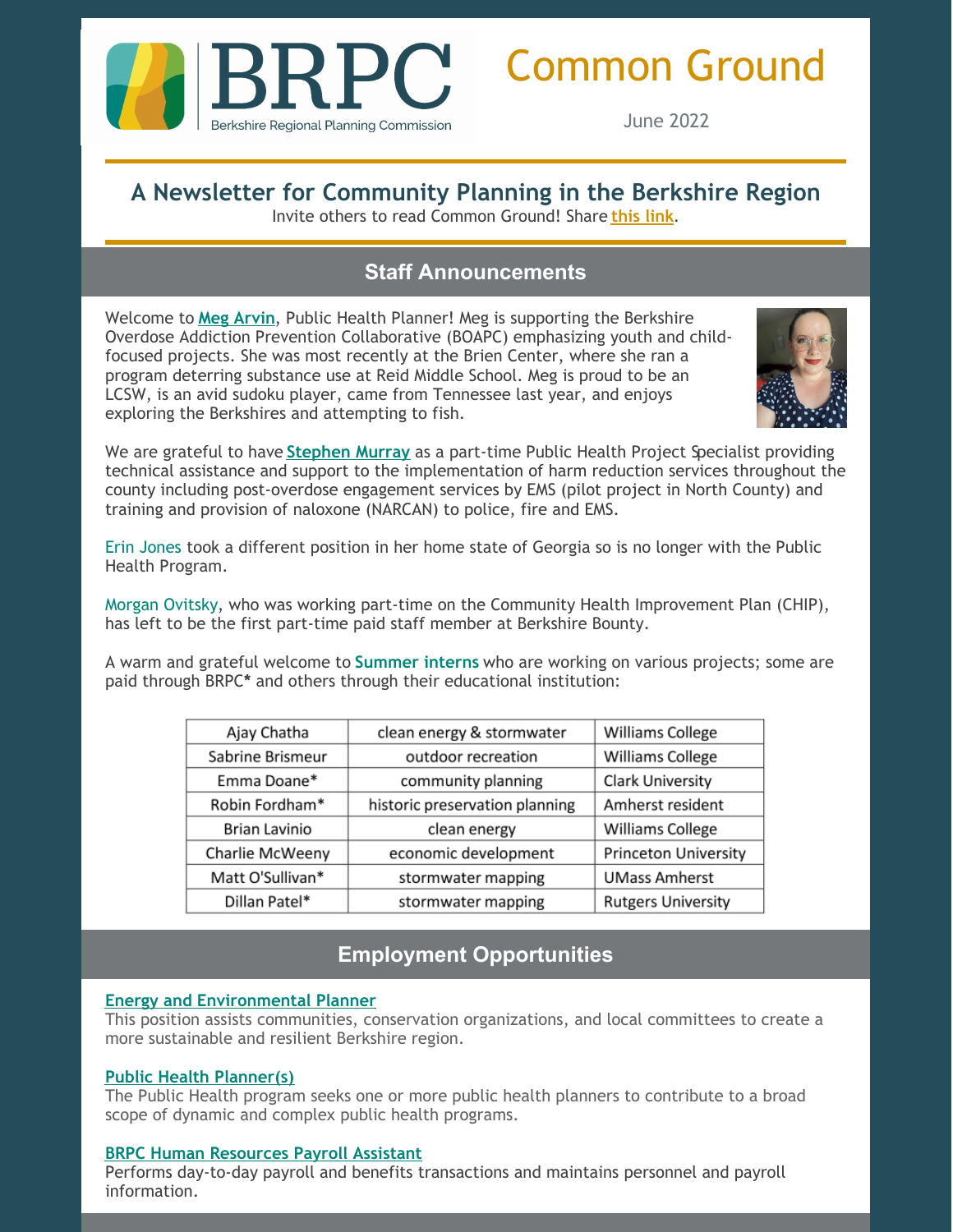# BRPC

Berkshire Regional Planning Commission

# Common Ground

June 2022

## A Newsletter for Community Planning in the Berkshire Region

Invite others to read Common Ground! Share **this link**.

## Staff Announcements

Welcome to **Meg Arvin**, Public Health Planner! Meg is supporting the Berkshire Overdose Addiction Prevention Collaborative (BOAPC) emphasizing youth and child-focused projects. She was most recently at the Brien Center, where she ran a program deterring substance use at Reid Middle School. Meg is proud to be an LCSW, is an avid sudoku player, came from Tennessee last year, and enjoys exploring the Berkshires and attempting to fish.

We are grateful to have **Stephen Murray** as a part-time Public Health Project Specialist providing technical assistance and support to the implementation of harm reduction services throughout the county including post-overdose engagement services by EMS (pilot project in North County) and training and provision of naloxone (NARCAN) to police, fire and EMS.

Erin Jones took a different position in her home state of Georgia so is no longer with the Public Health Program.

Morgan Ovitsky, who was working part-time on the Community Health Improvement Plan (CHIP), has left to be the first part-time paid staff member at Berkshire Bounty.

A warm and grateful welcome to **Summer interns** who are working on various projects; some are paid through BRPC**\*** and others through their educational institution:

| Name | Project | Institution |
| --- | --- | --- |
| Ajay Chatha | clean energy & stormwater | Williams College |
| Sabrine Brismeur | outdoor recreation | Williams College |
| Emma Doane* | community planning | Clark University |
| Robin Fordham* | historic preservation planning | Amherst resident |
| Brian Lavinio | clean energy | Williams College |
| Charlie McWeeny | economic development | Princeton University |
| Matt O'Sullivan* | stormwater mapping | UMass Amherst |
| Dillan Patel* | stormwater mapping | Rutgers University |

## Employment Opportunities

**Energy and Environmental Planner**
This position assists communities, conservation organizations, and local committees to create a more sustainable and resilient Berkshire region.

**Public Health Planner(s)**
The Public Health program seeks one or more public health planners to contribute to a broad scope of dynamic and complex public health programs.

**BRPC Human Resources Payroll Assistant**
Performs day-to-day payroll and benefits transactions and maintains personnel and payroll information.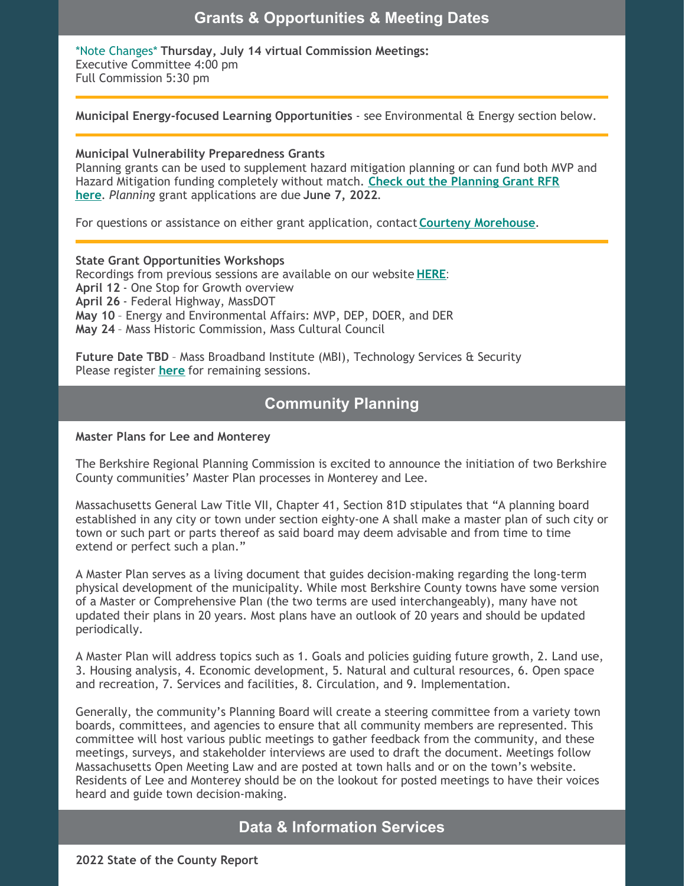## Grants & Opportunities & Meeting Dates

*Note Changes* **Thursday, July 14 virtual Commission Meetings:**
Executive Committee 4:00 pm
Full Commission 5:30 pm

---

**Municipal Energy-focused Learning Opportunities** - see Environmental & Energy section below.

---

**Municipal Vulnerability Preparedness Grants**
Planning grants can be used to supplement hazard mitigation planning or can fund both MVP and Hazard Mitigation funding completely without match. **Check out the Planning Grant RFR here**. *Planning* grant applications are due **June 7, 2022**.

For questions or assistance on either grant application, contact **Courteny Morehouse**.

---

**State Grant Opportunities Workshops**
Recordings from previous sessions are available on our website **HERE**:
**April 12** - One Stop for Growth overview
**April 26** - Federal Highway, MassDOT
**May 10** – Energy and Environmental Affairs: MVP, DEP, DOER, and DER
**May 24** – Mass Historic Commission, Mass Cultural Council

**Future Date TBD** – Mass Broadband Institute (MBI), Technology Services & Security
Please register **here** for remaining sessions.

## Community Planning

**Master Plans for Lee and Monterey**

The Berkshire Regional Planning Commission is excited to announce the initiation of two Berkshire County communities' Master Plan processes in Monterey and Lee.

Massachusetts General Law Title VII, Chapter 41, Section 81D stipulates that "A planning board established in any city or town under section eighty-one A shall make a master plan of such city or town or such part or parts thereof as said board may deem advisable and from time to time extend or perfect such a plan."

A Master Plan serves as a living document that guides decision-making regarding the long-term physical development of the municipality. While most Berkshire County towns have some version of a Master or Comprehensive Plan (the two terms are used interchangeably), many have not updated their plans in 20 years. Most plans have an outlook of 20 years and should be updated periodically.

A Master Plan will address topics such as 1. Goals and policies guiding future growth, 2. Land use, 3. Housing analysis, 4. Economic development, 5. Natural and cultural resources, 6. Open space and recreation, 7. Services and facilities, 8. Circulation, and 9. Implementation.

Generally, the community's Planning Board will create a steering committee from a variety town boards, committees, and agencies to ensure that all community members are represented. This committee will host various public meetings to gather feedback from the community, and these meetings, surveys, and stakeholder interviews are used to draft the document. Meetings follow Massachusetts Open Meeting Law and are posted at town halls and or on the town's website. Residents of Lee and Monterey should be on the lookout for posted meetings to have their voices heard and guide town decision-making.

## Data & Information Services

**2022 State of the County Report**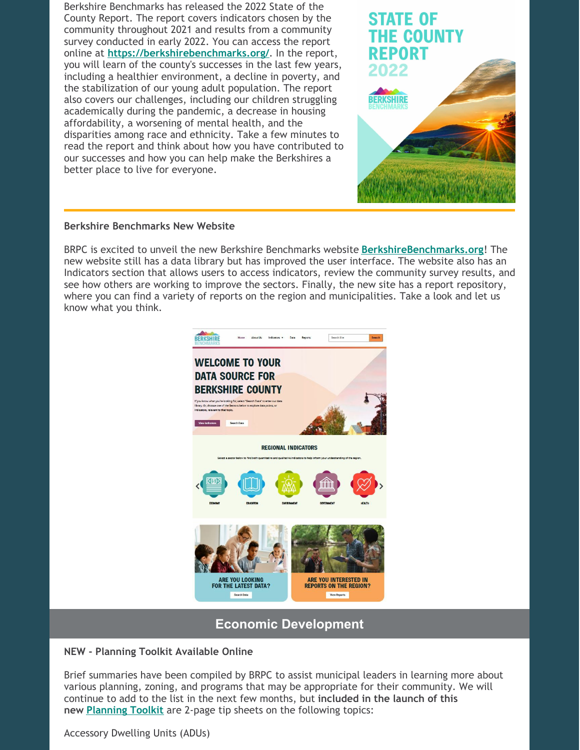Berkshire Benchmarks has released the 2022 State of the County Report. The report covers indicators chosen by the community throughout 2021 and results from a community survey conducted in early 2022. You can access the report online at [https://berkshirebenchmarks.org/](https://berkshirebenchmarks.org/). In the report, you will learn of the county's successes in the last few years, including a healthier environment, a decline in poverty, and the stabilization of our young adult population. The report also covers our challenges, including our children struggling academically during the pandemic, a decrease in housing affordability, a worsening of mental health, and the disparities among race and ethnicity. Take a few minutes to read the report and think about how you have contributed to our successes and how you can help make the Berkshires a better place to live for everyone.

### Berkshire Benchmarks New Website

BRPC is excited to unveil the new Berkshire Benchmarks website [BerkshireBenchmarks.org](https://berkshirebenchmarks.org)! The new website still has a data library but has improved the user interface. The website also has an Indicators section that allows users to access indicators, review the community survey results, and see how others are working to improve the sectors. Finally, the new site has a report repository, where you can find a variety of reports on the region and municipalities. Take a look and let us know what you think.

## Economic Development

### NEW - Planning Toolkit Available Online

Brief summaries have been compiled by BRPC to assist municipal leaders in learning more about various planning, zoning, and programs that may be appropriate for their community. We will continue to add to the list in the next few months, but **included in the launch of this new [Planning Toolkit](#)** are 2-page tip sheets on the following topics:

Accessory Dwelling Units (ADUs)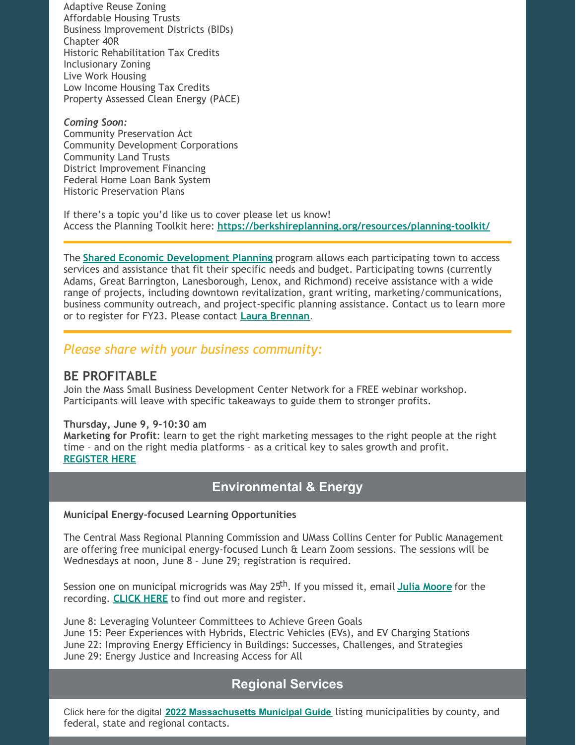Adaptive Reuse Zoning
Affordable Housing Trusts
Business Improvement Districts (BIDs)
Chapter 40R
Historic Rehabilitation Tax Credits
Inclusionary Zoning
Live Work Housing
Low Income Housing Tax Credits
Property Assessed Clean Energy (PACE)

*Coming Soon:*
Community Preservation Act
Community Development Corporations
Community Land Trusts
District Improvement Financing
Federal Home Loan Bank System
Historic Preservation Plans

If there's a topic you'd like us to cover please let us know!
Access the Planning Toolkit here: **https://berkshireplanning.org/resources/planning-toolkit/**

---

The **Shared Economic Development Planning** program allows each participating town to access services and assistance that fit their specific needs and budget. Participating towns (currently Adams, Great Barrington, Lanesborough, Lenox, and Richmond) receive assistance with a wide range of projects, including downtown revitalization, grant writing, marketing/communications, business community outreach, and project-specific planning assistance. Contact us to learn more or to register for FY23. Please contact **Laura Brennan**.

---

*Please share with your business community:*

## BE PROFITABLE

Join the Mass Small Business Development Center Network for a FREE webinar workshop. Participants will leave with specific takeaways to guide them to stronger profits.

**Thursday, June 9, 9-10:30 am**
**Marketing for Profit**: learn to get the right marketing messages to the right people at the right time – and on the right media platforms – as a critical key to sales growth and profit.
**REGISTER HERE**

## Environmental & Energy

**Municipal Energy-focused Learning Opportunities**

The Central Mass Regional Planning Commission and UMass Collins Center for Public Management are offering free municipal energy-focused Lunch & Learn Zoom sessions. The sessions will be Wednesdays at noon, June 8 – June 29; registration is required.

Session one on municipal microgrids was May 25th. If you missed it, email **Julia Moore** for the recording. **CLICK HERE** to find out more and register.

June 8: Leveraging Volunteer Committees to Achieve Green Goals
June 15: Peer Experiences with Hybrids, Electric Vehicles (EVs), and EV Charging Stations
June 22: Improving Energy Efficiency in Buildings: Successes, Challenges, and Strategies
June 29: Energy Justice and Increasing Access for All

## Regional Services

Click here for the digital **2022 Massachusetts Municipal Guide** listing municipalities by county, and federal, state and regional contacts.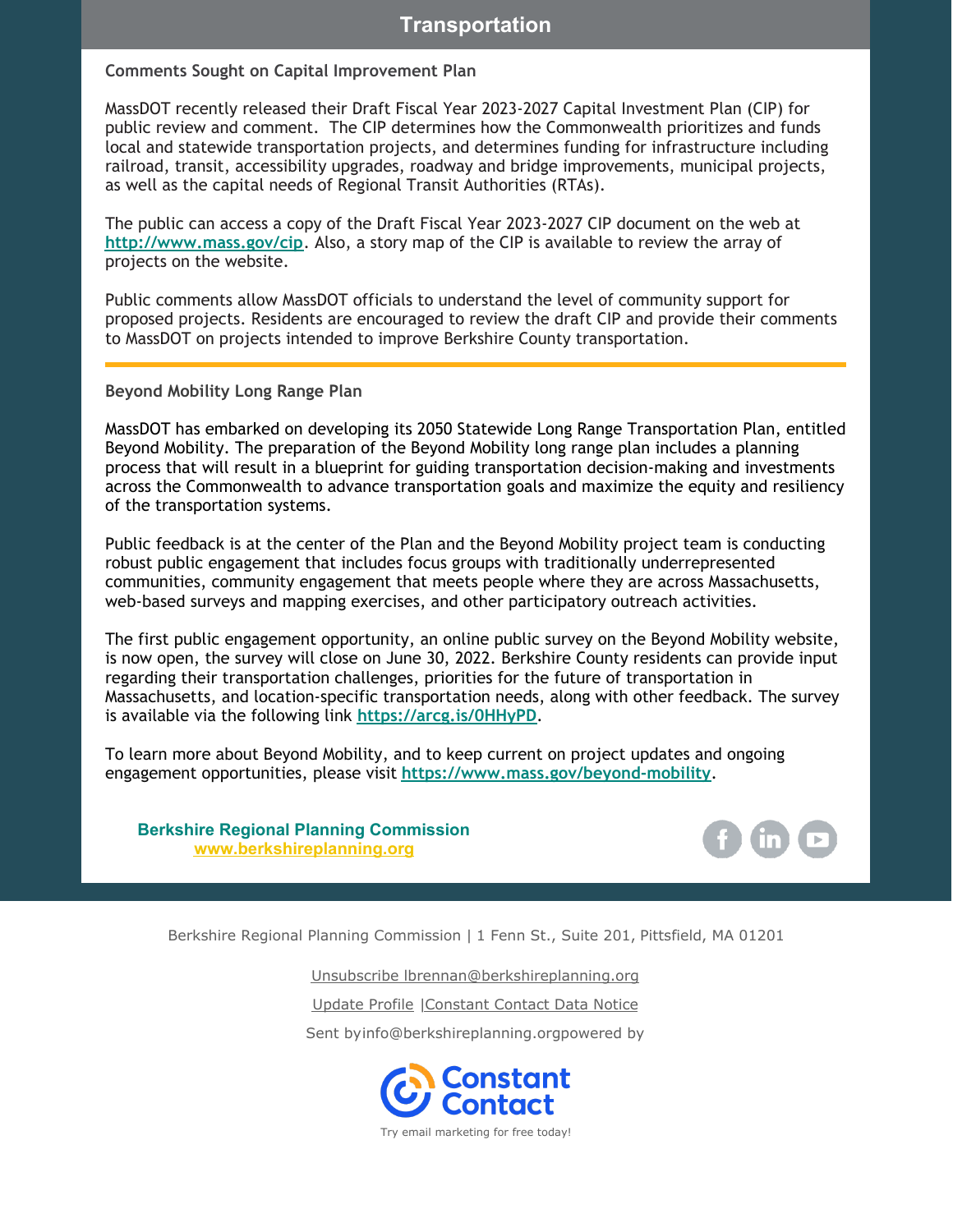## Transportation

### Comments Sought on Capital Improvement Plan

MassDOT recently released their Draft Fiscal Year 2023-2027 Capital Investment Plan (CIP) for public review and comment. The CIP determines how the Commonwealth prioritizes and funds local and statewide transportation projects, and determines funding for infrastructure including railroad, transit, accessibility upgrades, roadway and bridge improvements, municipal projects, as well as the capital needs of Regional Transit Authorities (RTAs).

The public can access a copy of the Draft Fiscal Year 2023-2027 CIP document on the web at **http://www.mass.gov/cip**. Also, a story map of the CIP is available to review the array of projects on the website.

Public comments allow MassDOT officials to understand the level of community support for proposed projects. Residents are encouraged to review the draft CIP and provide their comments to MassDOT on projects intended to improve Berkshire County transportation.

---

### Beyond Mobility Long Range Plan

MassDOT has embarked on developing its 2050 Statewide Long Range Transportation Plan, entitled Beyond Mobility. The preparation of the Beyond Mobility long range plan includes a planning process that will result in a blueprint for guiding transportation decision-making and investments across the Commonwealth to advance transportation goals and maximize the equity and resiliency of the transportation systems.

Public feedback is at the center of the Plan and the Beyond Mobility project team is conducting robust public engagement that includes focus groups with traditionally underrepresented communities, community engagement that meets people where they are across Massachusetts, web-based surveys and mapping exercises, and other participatory outreach activities.

The first public engagement opportunity, an online public survey on the Beyond Mobility website, is now open, the survey will close on June 30, 2022. Berkshire County residents can provide input regarding their transportation challenges, priorities for the future of transportation in Massachusetts, and location-specific transportation needs, along with other feedback. The survey is available via the following link **https://arcg.is/0HHyPD**.

To learn more about Beyond Mobility, and to keep current on project updates and ongoing engagement opportunities, please visit **https://www.mass.gov/beyond-mobility**.

**Berkshire Regional Planning Commission**
www.berkshireplanning.org

Berkshire Regional Planning Commission | 1 Fenn St., Suite 201, Pittsfield, MA 01201

Unsubscribe lbrennan@berkshireplanning.org

Update Profile | Constant Contact Data Notice

Sent by info@berkshireplanning.org powered by

Constant Contact

Try email marketing for free today!